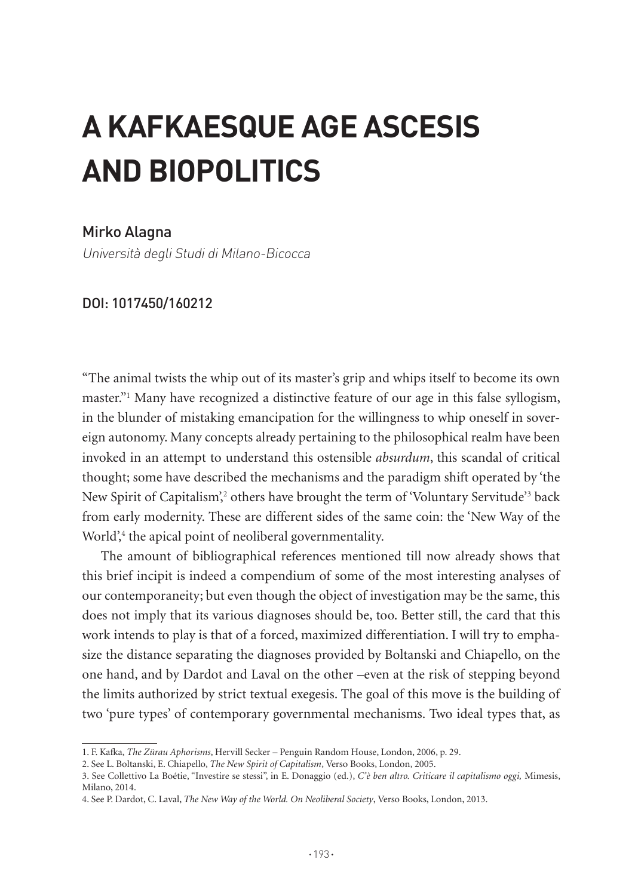# A KAFKAESQUE AGE ASCESIS AND BIOPOLITICS

Mirko Alagna

*Università degli Studi di Milano-Bicocca*

DOI: 1017450/160212

"The animal twists the whip out of its master's grip and whips itself to become its own master."[1] Many have recognized a distinctive feature of our age in this false syllogism, in the blunder of mistaking emancipation for the willingness to whip oneself in sovereign autonomy. Many concepts already pertaining to the philosophical realm have been invoked in an attempt to understand this ostensible *absurdum*, this scandal of critical thought; some have described the mechanisms and the paradigm shift operated by 'the New Spirit of Capitalism',[2] others have brought the term of 'Voluntary Servitude'[3] back from early modernity. These are different sides of the same coin: the 'New Way of the World',[4] the apical point of neoliberal governmentality.

The amount of bibliographical references mentioned till now already shows that this brief incipit is indeed a compendium of some of the most interesting analyses of our contemporaneity; but even though the object of investigation may be the same, this does not imply that its various diagnoses should be, too. Better still, the card that this work intends to play is that of a forced, maximized differentiation. I will try to emphasize the distance separating the diagnoses provided by Boltanski and Chiapello, on the one hand, and by Dardot and Laval on the other –even at the risk of stepping beyond the limits authorized by strict textual exegesis. The goal of this move is the building of two 'pure types' of contemporary governmental mechanisms. Two ideal types that, as

---

1. F. Kafka, *The Zürau Aphorisms*, Hervill Secker – Penguin Random House, London, 2006, p. 29.

2. See L. Boltanski, E. Chiapello, *The New Spirit of Capitalism*, Verso Books, London, 2005.

3. See Collettivo La Boétie, "Investire se stessi", in E. Donaggio (ed.), *C'è ben altro. Criticare il capitalismo oggi,* Mimesis, Milano, 2014.

4. See P. Dardot, C. Laval, *The New Way of the World. On Neoliberal Society*, Verso Books, London, 2013.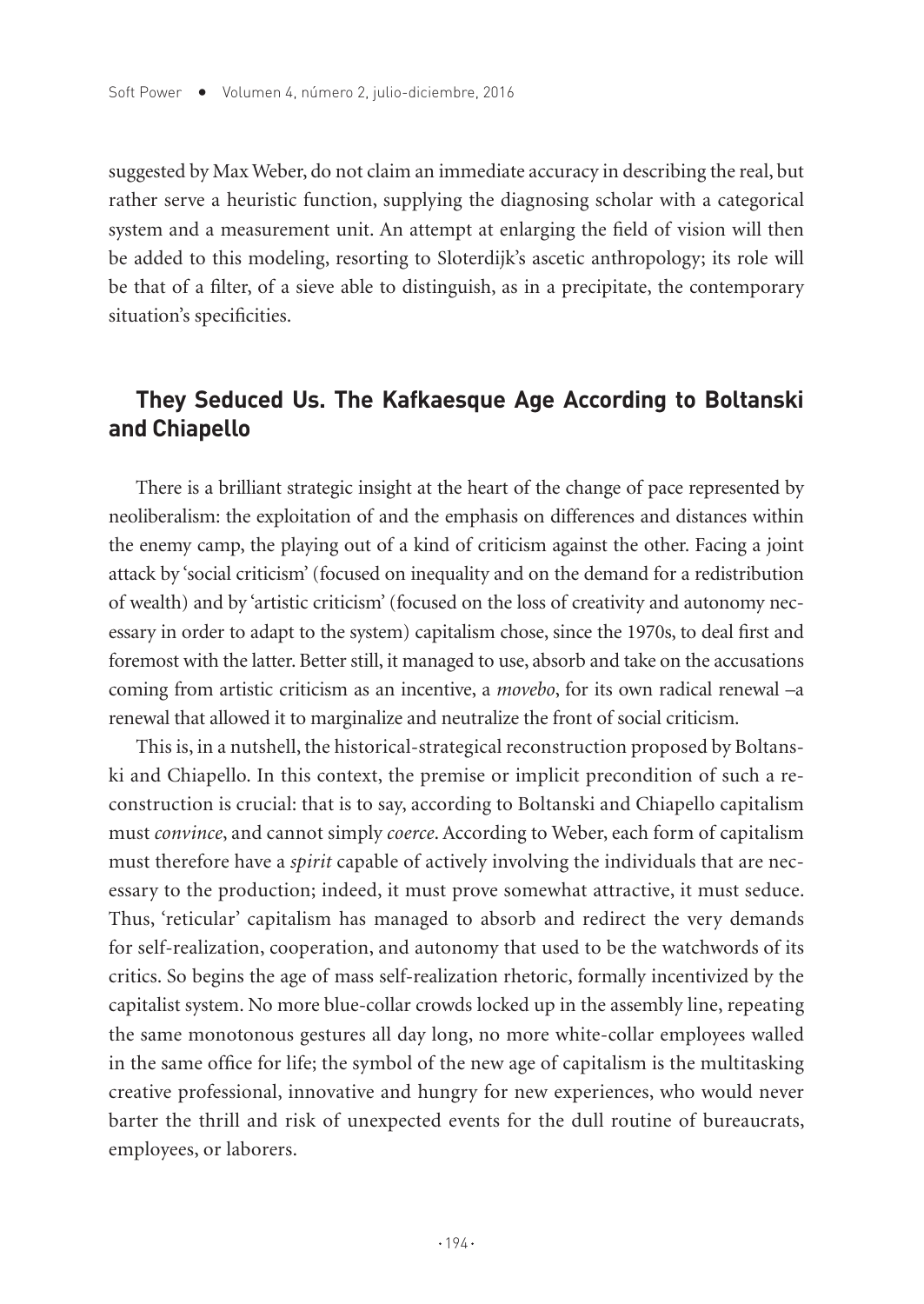suggested by Max Weber, do not claim an immediate accuracy in describing the real, but rather serve a heuristic function, supplying the diagnosing scholar with a categorical system and a measurement unit. An attempt at enlarging the field of vision will then be added to this modeling, resorting to Sloterdijk's ascetic anthropology; its role will be that of a filter, of a sieve able to distinguish, as in a precipitate, the contemporary situation's specificities.

## They Seduced Us. The Kafkaesque Age According to Boltanski and Chiapello

There is a brilliant strategic insight at the heart of the change of pace represented by neoliberalism: the exploitation of and the emphasis on differences and distances within the enemy camp, the playing out of a kind of criticism against the other. Facing a joint attack by 'social criticism' (focused on inequality and on the demand for a redistribution of wealth) and by 'artistic criticism' (focused on the loss of creativity and autonomy necessary in order to adapt to the system) capitalism chose, since the 1970s, to deal first and foremost with the latter. Better still, it managed to use, absorb and take on the accusations coming from artistic criticism as an incentive, a *movebo*, for its own radical renewal –a renewal that allowed it to marginalize and neutralize the front of social criticism.

This is, in a nutshell, the historical-strategical reconstruction proposed by Boltanski and Chiapello. In this context, the premise or implicit precondition of such a reconstruction is crucial: that is to say, according to Boltanski and Chiapello capitalism must *convince*, and cannot simply *coerce*. According to Weber, each form of capitalism must therefore have a *spirit* capable of actively involving the individuals that are necessary to the production; indeed, it must prove somewhat attractive, it must seduce. Thus, 'reticular' capitalism has managed to absorb and redirect the very demands for self-realization, cooperation, and autonomy that used to be the watchwords of its critics. So begins the age of mass self-realization rhetoric, formally incentivized by the capitalist system. No more blue-collar crowds locked up in the assembly line, repeating the same monotonous gestures all day long, no more white-collar employees walled in the same office for life; the symbol of the new age of capitalism is the multitasking creative professional, innovative and hungry for new experiences, who would never barter the thrill and risk of unexpected events for the dull routine of bureaucrats, employees, or laborers.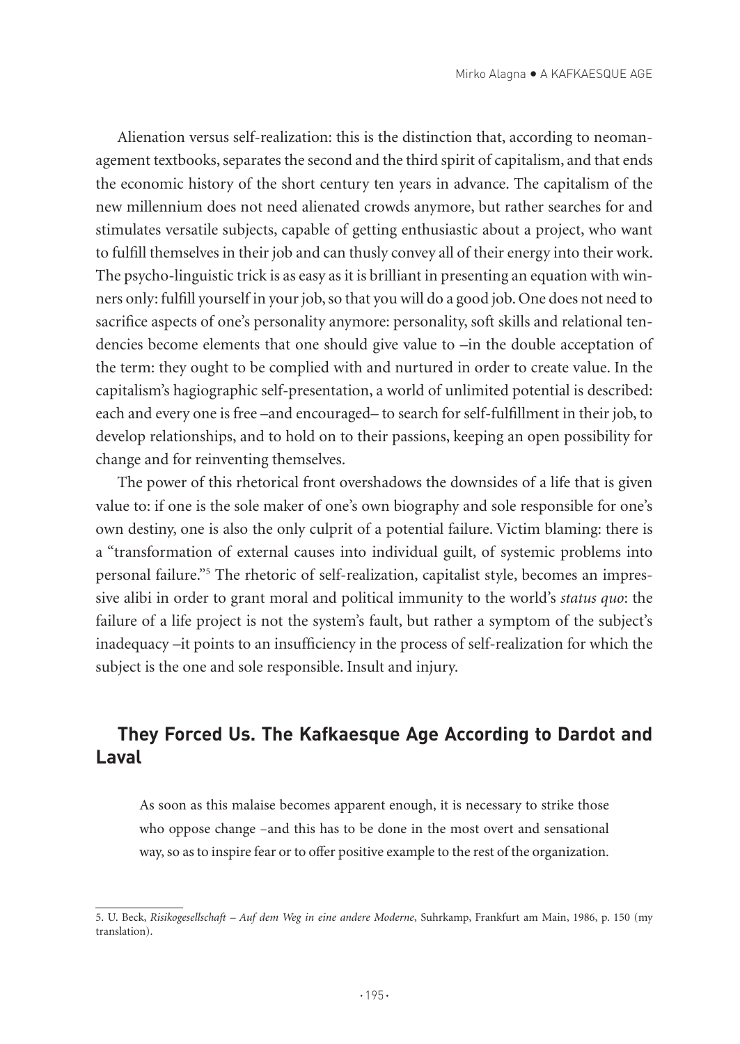Alienation versus self-realization: this is the distinction that, according to neomanagement textbooks, separates the second and the third spirit of capitalism, and that ends the economic history of the short century ten years in advance. The capitalism of the new millennium does not need alienated crowds anymore, but rather searches for and stimulates versatile subjects, capable of getting enthusiastic about a project, who want to fulfill themselves in their job and can thusly convey all of their energy into their work. The psycho-linguistic trick is as easy as it is brilliant in presenting an equation with winners only: fulfill yourself in your job, so that you will do a good job. One does not need to sacrifice aspects of one's personality anymore: personality, soft skills and relational tendencies become elements that one should give value to –in the double acceptation of the term: they ought to be complied with and nurtured in order to create value. In the capitalism's hagiographic self-presentation, a world of unlimited potential is described: each and every one is free –and encouraged– to search for self-fulfillment in their job, to develop relationships, and to hold on to their passions, keeping an open possibility for change and for reinventing themselves.

The power of this rhetorical front overshadows the downsides of a life that is given value to: if one is the sole maker of one's own biography and sole responsible for one's own destiny, one is also the only culprit of a potential failure. Victim blaming: there is a "transformation of external causes into individual guilt, of systemic problems into personal failure."[5] The rhetoric of self-realization, capitalist style, becomes an impressive alibi in order to grant moral and political immunity to the world's *status quo*: the failure of a life project is not the system's fault, but rather a symptom of the subject's inadequacy –it points to an insufficiency in the process of self-realization for which the subject is the one and sole responsible. Insult and injury.

## They Forced Us. The Kafkaesque Age According to Dardot and Laval

> As soon as this malaise becomes apparent enough, it is necessary to strike those who oppose change –and this has to be done in the most overt and sensational way, so as to inspire fear or to offer positive example to the rest of the organization.

---

5. U. Beck, *Risikogesellschaft – Auf dem Weg in eine andere Moderne*, Suhrkamp, Frankfurt am Main, 1986, p. 150 (my translation).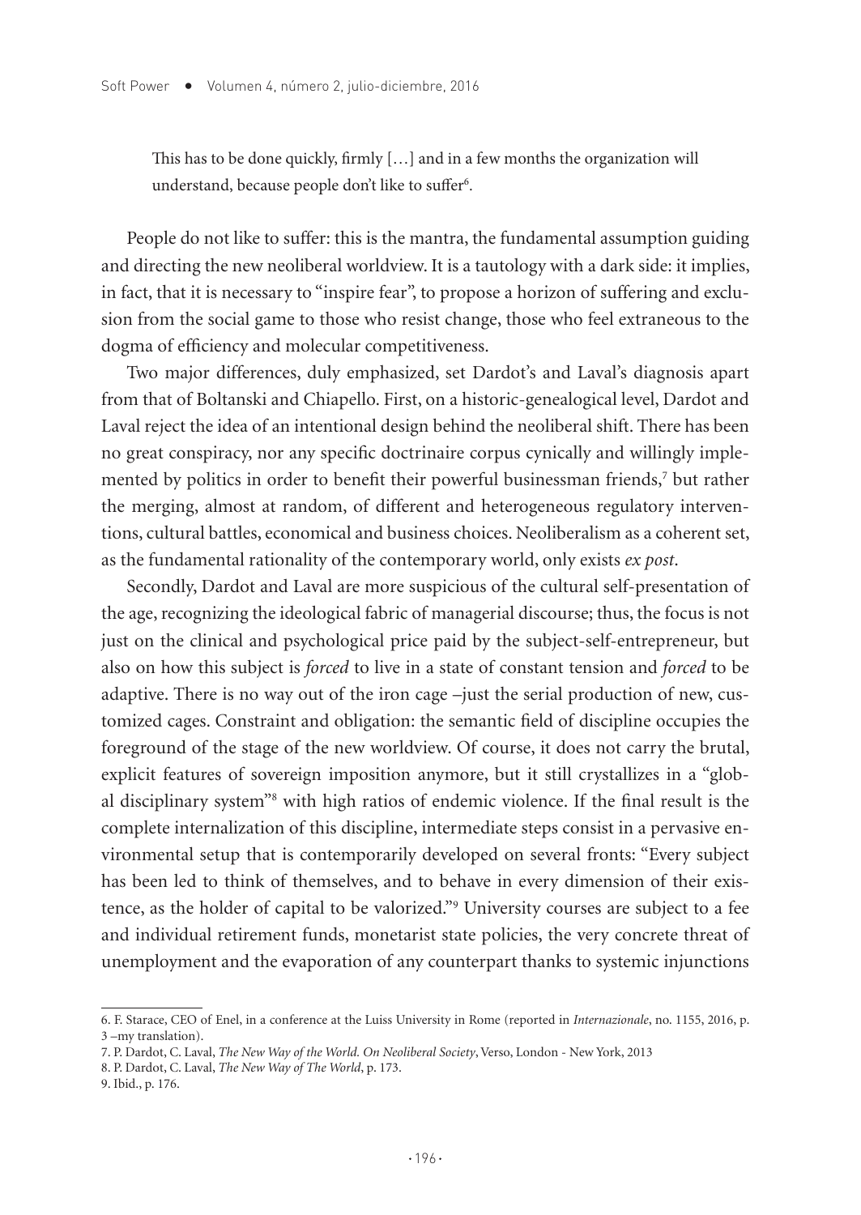> This has to be done quickly, firmly […] and in a few months the organization will understand, because people don't like to suffer[6].

People do not like to suffer: this is the mantra, the fundamental assumption guiding and directing the new neoliberal worldview. It is a tautology with a dark side: it implies, in fact, that it is necessary to "inspire fear", to propose a horizon of suffering and exclusion from the social game to those who resist change, those who feel extraneous to the dogma of efficiency and molecular competitiveness.

Two major differences, duly emphasized, set Dardot's and Laval's diagnosis apart from that of Boltanski and Chiapello. First, on a historic-genealogical level, Dardot and Laval reject the idea of an intentional design behind the neoliberal shift. There has been no great conspiracy, nor any specific doctrinaire corpus cynically and willingly implemented by politics in order to benefit their powerful businessman friends,[7] but rather the merging, almost at random, of different and heterogeneous regulatory interventions, cultural battles, economical and business choices. Neoliberalism as a coherent set, as the fundamental rationality of the contemporary world, only exists *ex post*.

Secondly, Dardot and Laval are more suspicious of the cultural self-presentation of the age, recognizing the ideological fabric of managerial discourse; thus, the focus is not just on the clinical and psychological price paid by the subject-self-entrepreneur, but also on how this subject is *forced* to live in a state of constant tension and *forced* to be adaptive. There is no way out of the iron cage –just the serial production of new, customized cages. Constraint and obligation: the semantic field of discipline occupies the foreground of the stage of the new worldview. Of course, it does not carry the brutal, explicit features of sovereign imposition anymore, but it still crystallizes in a "global disciplinary system"[8] with high ratios of endemic violence. If the final result is the complete internalization of this discipline, intermediate steps consist in a pervasive environmental setup that is contemporarily developed on several fronts: "Every subject has been led to think of themselves, and to behave in every dimension of their existence, as the holder of capital to be valorized."[9] University courses are subject to a fee and individual retirement funds, monetarist state policies, the very concrete threat of unemployment and the evaporation of any counterpart thanks to systemic injunctions

---

6. F. Starace, CEO of Enel, in a conference at the Luiss University in Rome (reported in *Internazionale*, no. 1155, 2016, p. 3 –my translation).

7. P. Dardot, C. Laval, *The New Way of the World. On Neoliberal Society*, Verso, London - New York, 2013

8. P. Dardot, C. Laval, *The New Way of The World*, p. 173.

9. Ibid., p. 176.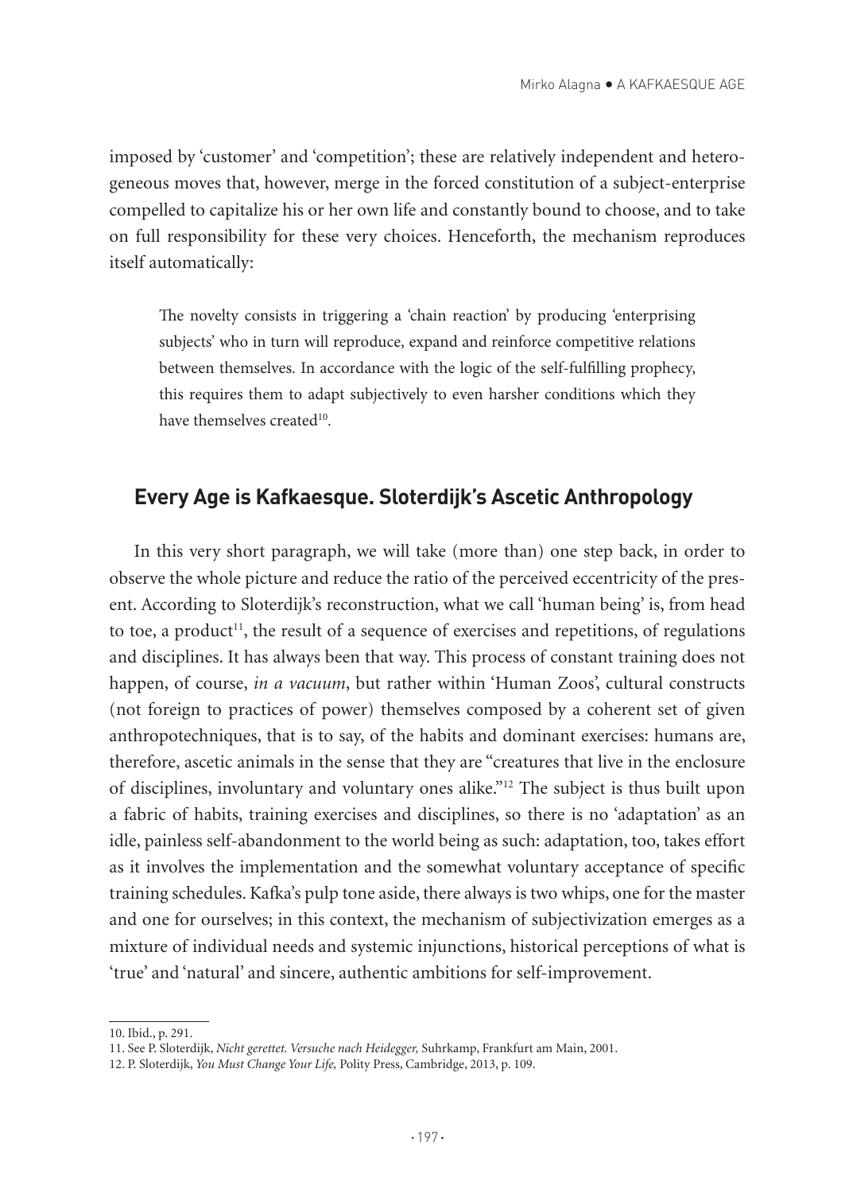imposed by 'customer' and 'competition'; these are relatively independent and heterogeneous moves that, however, merge in the forced constitution of a subject-enterprise compelled to capitalize his or her own life and constantly bound to choose, and to take on full responsibility for these very choices. Henceforth, the mechanism reproduces itself automatically:

> The novelty consists in triggering a 'chain reaction' by producing 'enterprising subjects' who in turn will reproduce, expand and reinforce competitive relations between themselves. In accordance with the logic of the self-fulfilling prophecy, this requires them to adapt subjectively to even harsher conditions which they have themselves created[10].

## Every Age is Kafkaesque. Sloterdijk's Ascetic Anthropology

In this very short paragraph, we will take (more than) one step back, in order to observe the whole picture and reduce the ratio of the perceived eccentricity of the present. According to Sloterdijk's reconstruction, what we call 'human being' is, from head to toe, a product[11], the result of a sequence of exercises and repetitions, of regulations and disciplines. It has always been that way. This process of constant training does not happen, of course, *in a vacuum*, but rather within 'Human Zoos', cultural constructs (not foreign to practices of power) themselves composed by a coherent set of given anthropotechniques, that is to say, of the habits and dominant exercises: humans are, therefore, ascetic animals in the sense that they are "creatures that live in the enclosure of disciplines, involuntary and voluntary ones alike."[12] The subject is thus built upon a fabric of habits, training exercises and disciplines, so there is no 'adaptation' as an idle, painless self-abandonment to the world being as such: adaptation, too, takes effort as it involves the implementation and the somewhat voluntary acceptance of specific training schedules. Kafka's pulp tone aside, there always is two whips, one for the master and one for ourselves; in this context, the mechanism of subjectivization emerges as a mixture of individual needs and systemic injunctions, historical perceptions of what is 'true' and 'natural' and sincere, authentic ambitions for self-improvement.

---

10. Ibid., p. 291.
11. See P. Sloterdijk, *Nicht gerettet. Versuche nach Heidegger,* Suhrkamp, Frankfurt am Main, 2001.
12. P. Sloterdijk, *You Must Change Your Life,* Polity Press, Cambridge, 2013, p. 109.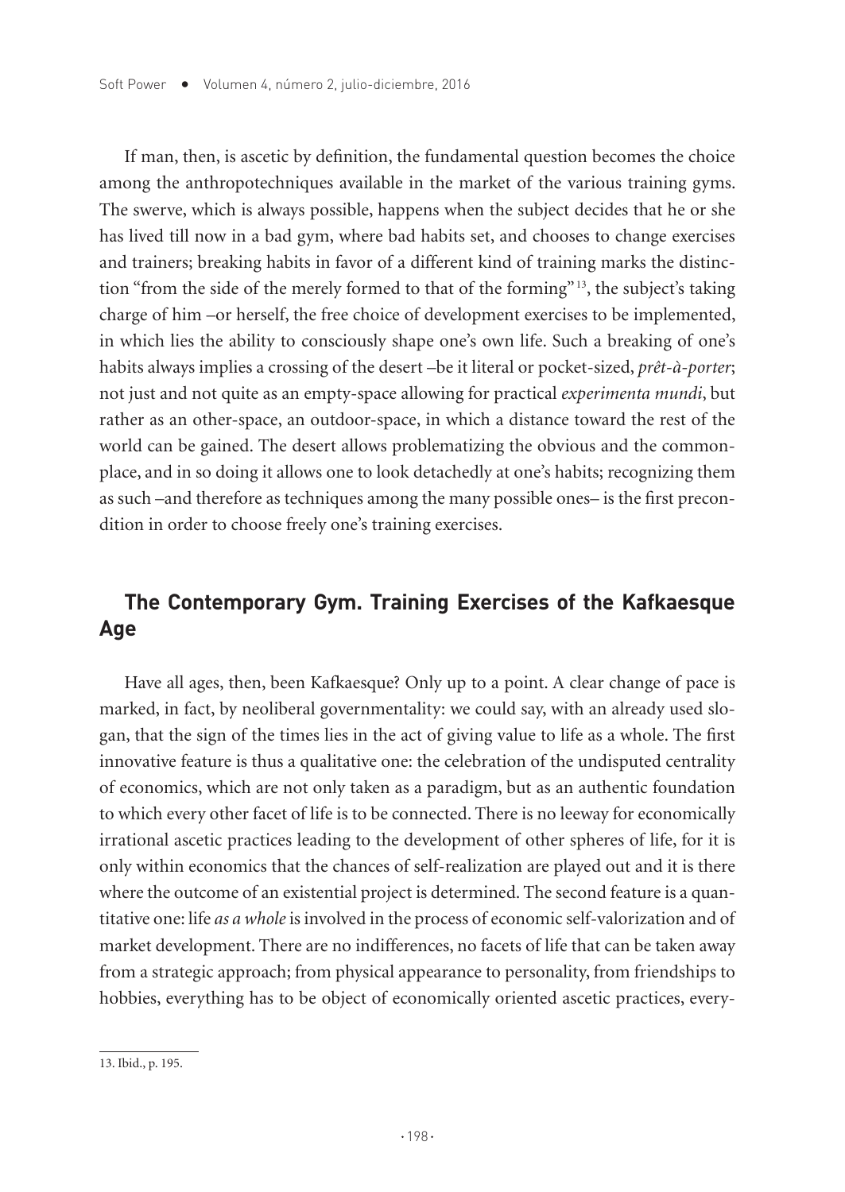If man, then, is ascetic by definition, the fundamental question becomes the choice among the anthropotechniques available in the market of the various training gyms. The swerve, which is always possible, happens when the subject decides that he or she has lived till now in a bad gym, where bad habits set, and chooses to change exercises and trainers; breaking habits in favor of a different kind of training marks the distinction "from the side of the merely formed to that of the forming" [13], the subject's taking charge of him –or herself, the free choice of development exercises to be implemented, in which lies the ability to consciously shape one's own life. Such a breaking of one's habits always implies a crossing of the desert –be it literal or pocket-sized, *prêt-à-porter*; not just and not quite as an empty-space allowing for practical *experimenta mundi*, but rather as an other-space, an outdoor-space, in which a distance toward the rest of the world can be gained. The desert allows problematizing the obvious and the commonplace, and in so doing it allows one to look detachedly at one's habits; recognizing them as such –and therefore as techniques among the many possible ones– is the first precondition in order to choose freely one's training exercises.

## The Contemporary Gym. Training Exercises of the Kafkaesque Age

Have all ages, then, been Kafkaesque? Only up to a point. A clear change of pace is marked, in fact, by neoliberal governmentality: we could say, with an already used slogan, that the sign of the times lies in the act of giving value to life as a whole. The first innovative feature is thus a qualitative one: the celebration of the undisputed centrality of economics, which are not only taken as a paradigm, but as an authentic foundation to which every other facet of life is to be connected. There is no leeway for economically irrational ascetic practices leading to the development of other spheres of life, for it is only within economics that the chances of self-realization are played out and it is there where the outcome of an existential project is determined. The second feature is a quantitative one: life *as a whole* is involved in the process of economic self-valorization and of market development. There are no indifferences, no facets of life that can be taken away from a strategic approach; from physical appearance to personality, from friendships to hobbies, everything has to be object of economically oriented ascetic practices, every-

13. Ibid., p. 195.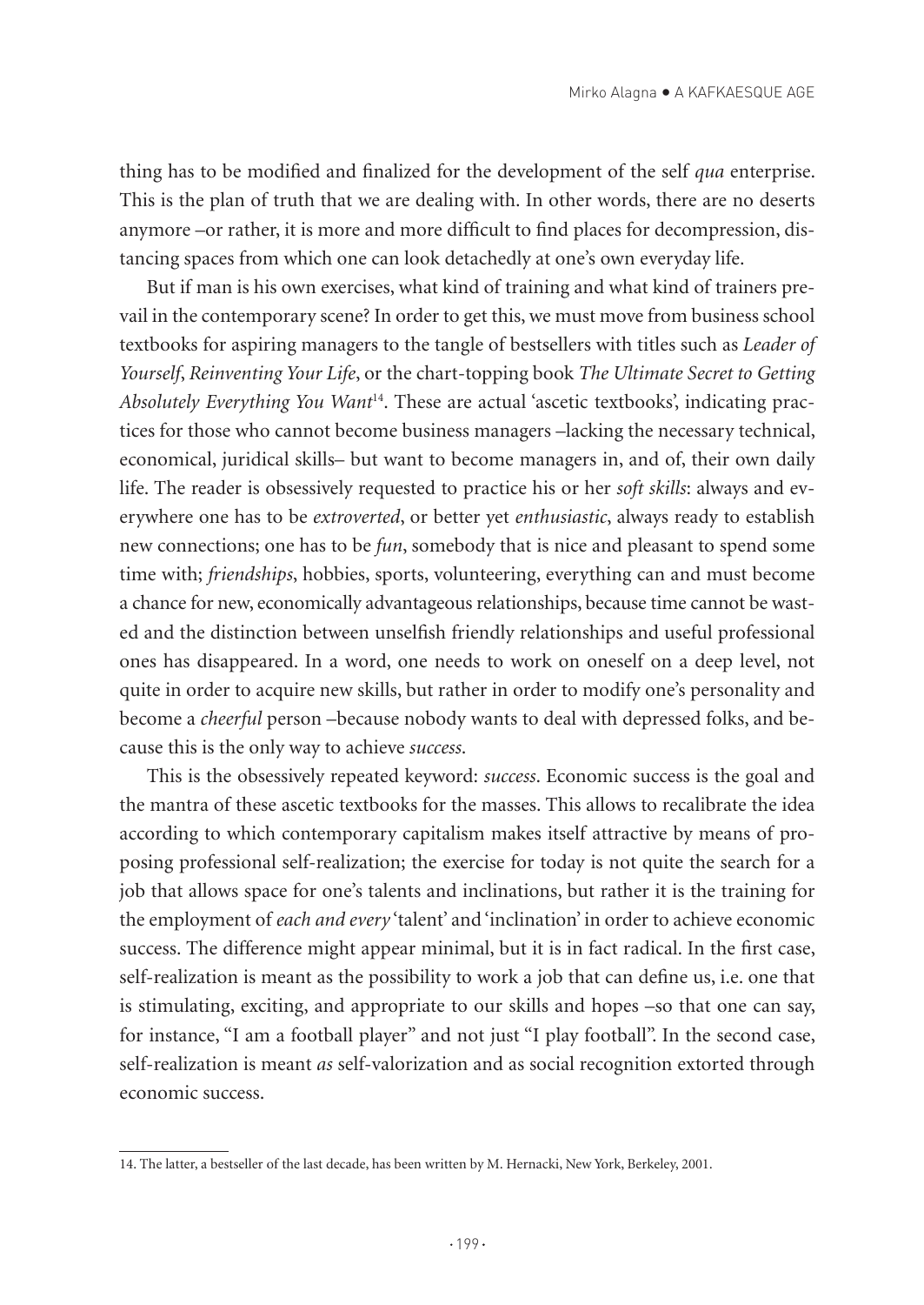thing has to be modified and finalized for the development of the self *qua* enterprise. This is the plan of truth that we are dealing with. In other words, there are no deserts anymore –or rather, it is more and more difficult to find places for decompression, distancing spaces from which one can look detachedly at one's own everyday life.

But if man is his own exercises, what kind of training and what kind of trainers prevail in the contemporary scene? In order to get this, we must move from business school textbooks for aspiring managers to the tangle of bestsellers with titles such as *Leader of Yourself*, *Reinventing Your Life*, or the chart-topping book *The Ultimate Secret to Getting Absolutely Everything You Want*[14]. These are actual 'ascetic textbooks', indicating practices for those who cannot become business managers –lacking the necessary technical, economical, juridical skills– but want to become managers in, and of, their own daily life. The reader is obsessively requested to practice his or her *soft skills*: always and everywhere one has to be *extroverted*, or better yet *enthusiastic*, always ready to establish new connections; one has to be *fun*, somebody that is nice and pleasant to spend some time with; *friendships*, hobbies, sports, volunteering, everything can and must become a chance for new, economically advantageous relationships, because time cannot be wasted and the distinction between unselfish friendly relationships and useful professional ones has disappeared. In a word, one needs to work on oneself on a deep level, not quite in order to acquire new skills, but rather in order to modify one's personality and become a *cheerful* person –because nobody wants to deal with depressed folks, and because this is the only way to achieve *success*.

This is the obsessively repeated keyword: *success*. Economic success is the goal and the mantra of these ascetic textbooks for the masses. This allows to recalibrate the idea according to which contemporary capitalism makes itself attractive by means of proposing professional self-realization; the exercise for today is not quite the search for a job that allows space for one's talents and inclinations, but rather it is the training for the employment of *each and every* 'talent' and 'inclination' in order to achieve economic success. The difference might appear minimal, but it is in fact radical. In the first case, self-realization is meant as the possibility to work a job that can define us, i.e. one that is stimulating, exciting, and appropriate to our skills and hopes –so that one can say, for instance, "I am a football player" and not just "I play football". In the second case, self-realization is meant *as* self-valorization and as social recognition extorted through economic success.

---

14. The latter, a bestseller of the last decade, has been written by M. Hernacki, New York, Berkeley, 2001.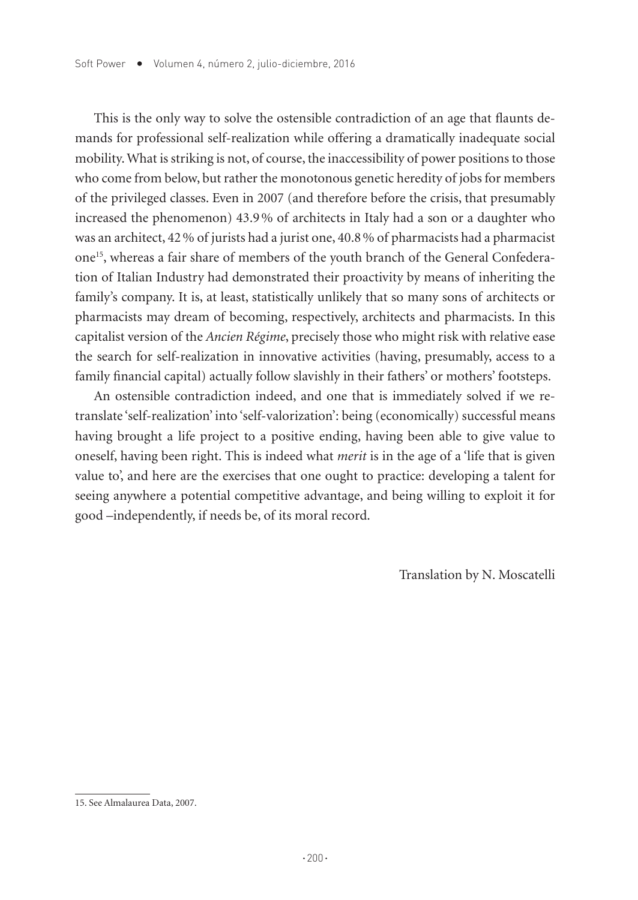This is the only way to solve the ostensible contradiction of an age that flaunts demands for professional self-realization while offering a dramatically inadequate social mobility. What is striking is not, of course, the inaccessibility of power positions to those who come from below, but rather the monotonous genetic heredity of jobs for members of the privileged classes. Even in 2007 (and therefore before the crisis, that presumably increased the phenomenon) 43.9 % of architects in Italy had a son or a daughter who was an architect, 42 % of jurists had a jurist one, 40.8 % of pharmacists had a pharmacist one[15], whereas a fair share of members of the youth branch of the General Confederation of Italian Industry had demonstrated their proactivity by means of inheriting the family's company. It is, at least, statistically unlikely that so many sons of architects or pharmacists may dream of becoming, respectively, architects and pharmacists. In this capitalist version of the *Ancien Régime*, precisely those who might risk with relative ease the search for self-realization in innovative activities (having, presumably, access to a family financial capital) actually follow slavishly in their fathers' or mothers' footsteps.

An ostensible contradiction indeed, and one that is immediately solved if we retranslate 'self-realization' into 'self-valorization': being (economically) successful means having brought a life project to a positive ending, having been able to give value to oneself, having been right. This is indeed what *merit* is in the age of a 'life that is given value to', and here are the exercises that one ought to practice: developing a talent for seeing anywhere a potential competitive advantage, and being willing to exploit it for good –independently, if needs be, of its moral record.

Translation by N. Moscatelli

---

15. See Almalaurea Data, 2007.